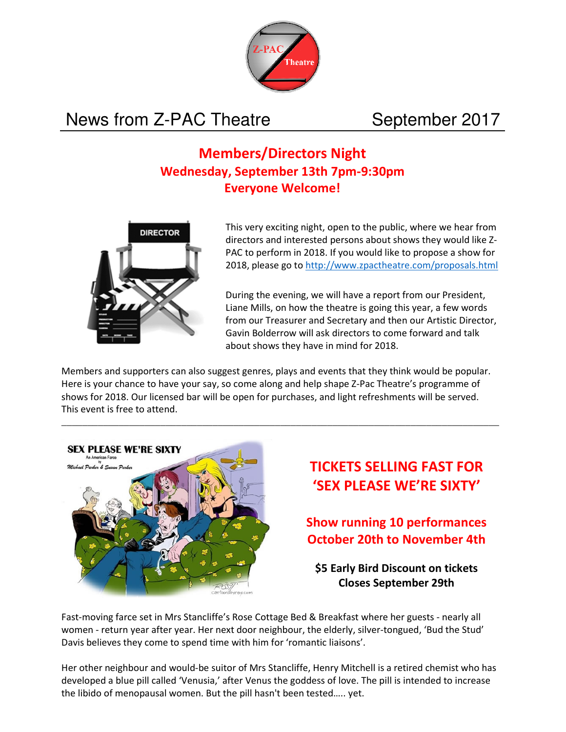# News from Z-PAC Theatre September 2017

## Members/Directors Night
### Wednesday, September 13th 7pm-9:30pm
### Everyone Welcome!

This very exciting night, open to the public, where we hear from directors and interested persons about shows they would like Z-PAC to perform in 2018. If you would like to propose a show for 2018, please go to http://www.zpactheatre.com/proposals.html

During the evening, we will have a report from our President, Liane Mills, on how the theatre is going this year, a few words from our Treasurer and Secretary and then our Artistic Director, Gavin Bolderrow will ask directors to come forward and talk about shows they have in mind for 2018.

Members and supporters can also suggest genres, plays and events that they think would be popular. Here is your chance to have your say, so come along and help shape Z-Pac Theatre's programme of shows for 2018. Our licensed bar will be open for purchases, and light refreshments will be served. This event is free to attend.

---

## TICKETS SELLING FAST FOR 'SEX PLEASE WE'RE SIXTY'

### Show running 10 performances October 20th to November 4th

**$5 Early Bird Discount on tickets Closes September 29th**

Fast-moving farce set in Mrs Stancliffe's Rose Cottage Bed & Breakfast where her guests - nearly all women - return year after year. Her next door neighbour, the elderly, silver-tongued, 'Bud the Stud' Davis believes they come to spend time with him for 'romantic liaisons'.

Her other neighbour and would-be suitor of Mrs Stancliffe, Henry Mitchell is a retired chemist who has developed a blue pill called 'Venusia,' after Venus the goddess of love. The pill is intended to increase the libido of menopausal women. But the pill hasn't been tested….. yet.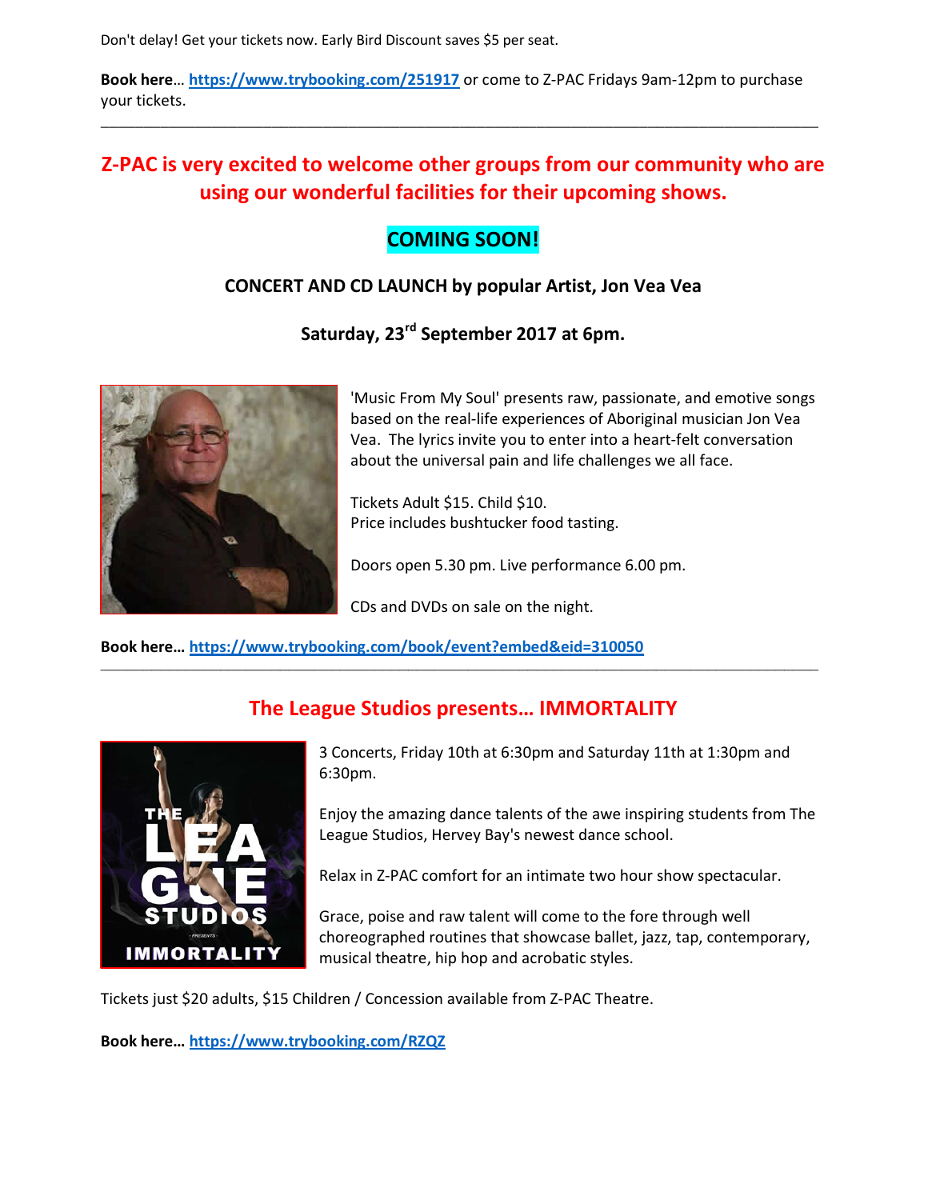Don't delay! Get your tickets now. Early Bird Discount saves $5 per seat.

**Book here**… https://www.trybooking.com/251917 or come to Z-PAC Fridays 9am-12pm to purchase your tickets.

---

## Z-PAC is very excited to welcome other groups from our community who are using our wonderful facilities for their upcoming shows.

## COMING SOON!

**CONCERT AND CD LAUNCH by popular Artist, Jon Vea Vea**

**Saturday, 23rd September 2017 at 6pm.**

'Music From My Soul' presents raw, passionate, and emotive songs based on the real-life experiences of Aboriginal musician Jon Vea Vea. The lyrics invite you to enter into a heart-felt conversation about the universal pain and life challenges we all face.

Tickets Adult $15. Child $10.
Price includes bushtucker food tasting.

Doors open 5.30 pm. Live performance 6.00 pm.

CDs and DVDs on sale on the night.

**Book here…** https://www.trybooking.com/book/event?embed&eid=310050

---

## The League Studios presents… IMMORTALITY

3 Concerts, Friday 10th at 6:30pm and Saturday 11th at 1:30pm and 6:30pm.

Enjoy the amazing dance talents of the awe inspiring students from The League Studios, Hervey Bay's newest dance school.

Relax in Z-PAC comfort for an intimate two hour show spectacular.

Grace, poise and raw talent will come to the fore through well choreographed routines that showcase ballet, jazz, tap, contemporary, musical theatre, hip hop and acrobatic styles.

Tickets just $20 adults, $15 Children / Concession available from Z-PAC Theatre.

**Book here…** https://www.trybooking.com/RZQZ